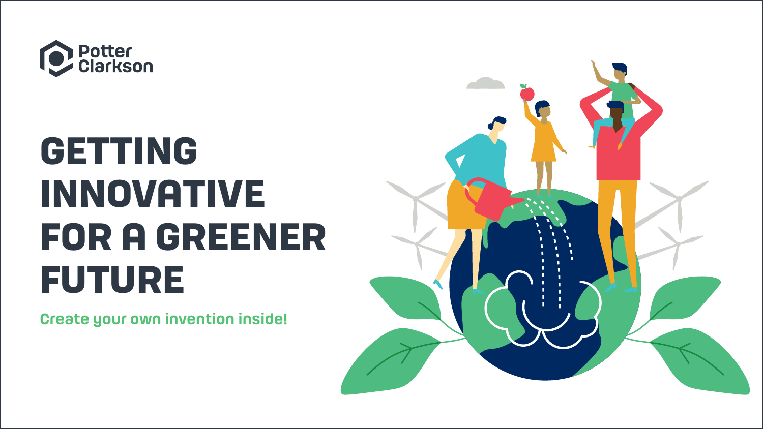Potter Clarkson

# GETTING INNOVATIVE FOR A GREENER FUTURE

**Create your own invention inside!**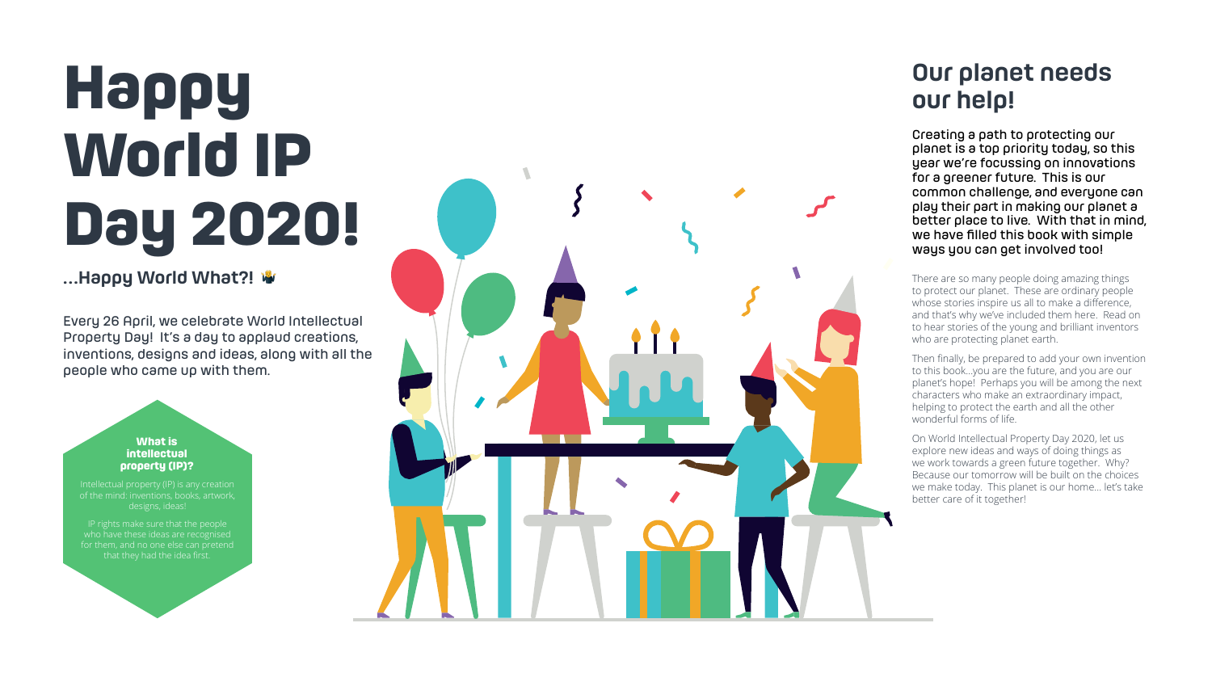# Happy World IP Day 2020!

**...Happy World What?! 🤷**

Every 26 April, we celebrate World Intellectual Property Day! It's a day to applaud creations, inventions, designs and ideas, along with all the people who came up with them.

**What is intellectual property (IP)?**

Intellectual property (IP) is any creation of the mind: inventions, books, artwork, designs, ideas!

IP rights make sure that the people who have these ideas are recognised for them, and no one else can pretend that they had the idea first.

## Our planet needs our help!

**Creating a path to protecting our planet is a top priority today, so this year we're focussing on innovations for a greener future. This is our common challenge, and everyone can play their part in making our planet a better place to live. With that in mind, we have filled this book with simple ways you can get involved too!**

There are so many people doing amazing things to protect our planet. These are ordinary people whose stories inspire us all to make a difference, and that's why we've included them here. Read on to hear stories of the young and brilliant inventors who are protecting planet earth.

Then finally, be prepared to add your own invention to this book...you are the future, and you are our planet's hope! Perhaps you will be among the next characters who make an extraordinary impact, helping to protect the earth and all the other wonderful forms of life.

On World Intellectual Property Day 2020, let us explore new ideas and ways of doing things as we work towards a green future together. Why? Because our tomorrow will be built on the choices we make today. This planet is our home... let's take better care of it together!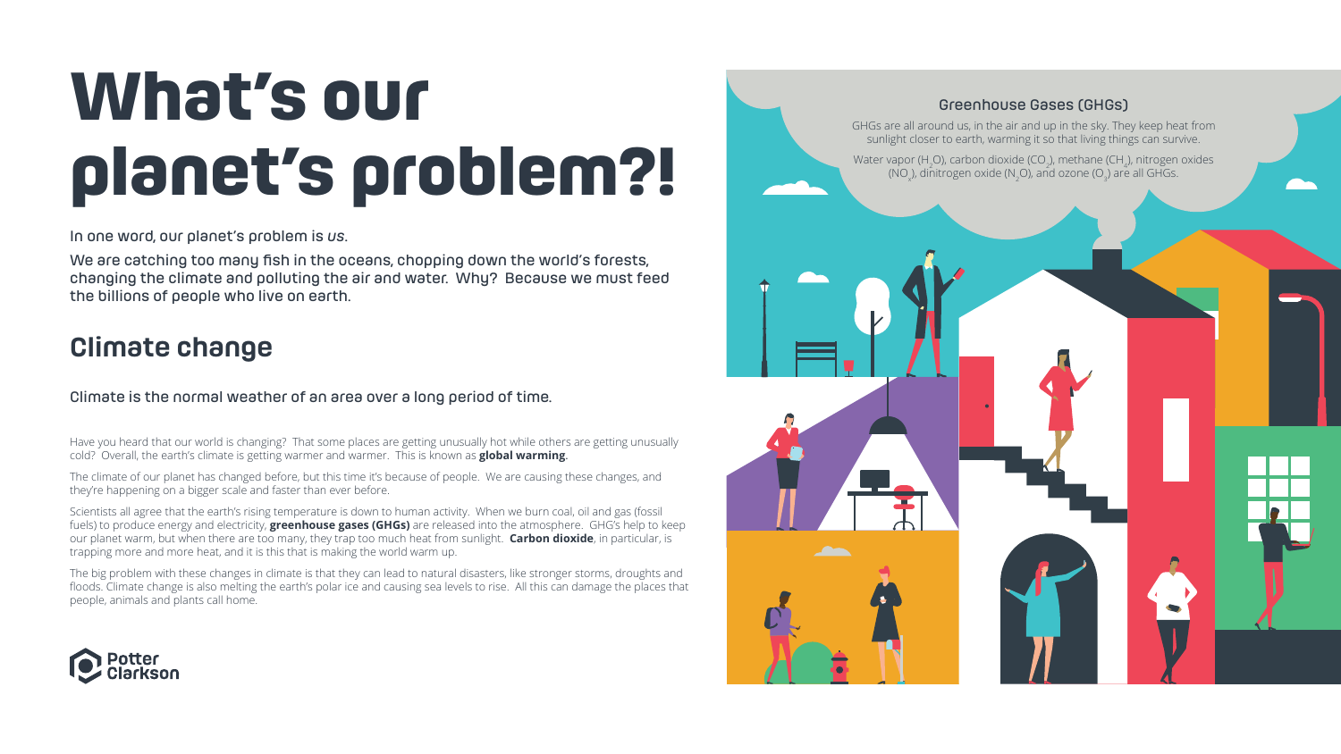# What's our planet's problem?!

In one word, our planet's problem is *us*.

We are catching too many fish in the oceans, chopping down the world's forests, changing the climate and polluting the air and water. Why? Because we must feed the billions of people who live on earth.

## Climate change

Climate is the normal weather of an area over a long period of time.

Have you heard that our world is changing? That some places are getting unusually hot while others are getting unusually cold? Overall, the earth's climate is getting warmer and warmer. This is known as **global warming**.

The climate of our planet has changed before, but this time it's because of people. We are causing these changes, and they're happening on a bigger scale and faster than ever before.

Scientists all agree that the earth's rising temperature is down to human activity. When we burn coal, oil and gas (fossil fuels) to produce energy and electricity, **greenhouse gases (GHGs)** are released into the atmosphere. GHG's help to keep our planet warm, but when there are too many, they trap too much heat from sunlight. **Carbon dioxide**, in particular, is trapping more and more heat, and it is this that is making the world warm up.

The big problem with these changes in climate is that they can lead to natural disasters, like stronger storms, droughts and floods. Climate change is also melting the earth's polar ice and causing sea levels to rise. All this can damage the places that people, animals and plants call home.

### Greenhouse Gases (GHGs)

GHGs are all around us, in the air and up in the sky. They keep heat from sunlight closer to earth, warming it so that living things can survive.

Water vapor ($H_2O$), carbon dioxide ($CO_2$), methane ($CH_4$), nitrogen oxides ($NO_x$), dinitrogen oxide ($N_2O$), and ozone ($O_3$) are all GHGs.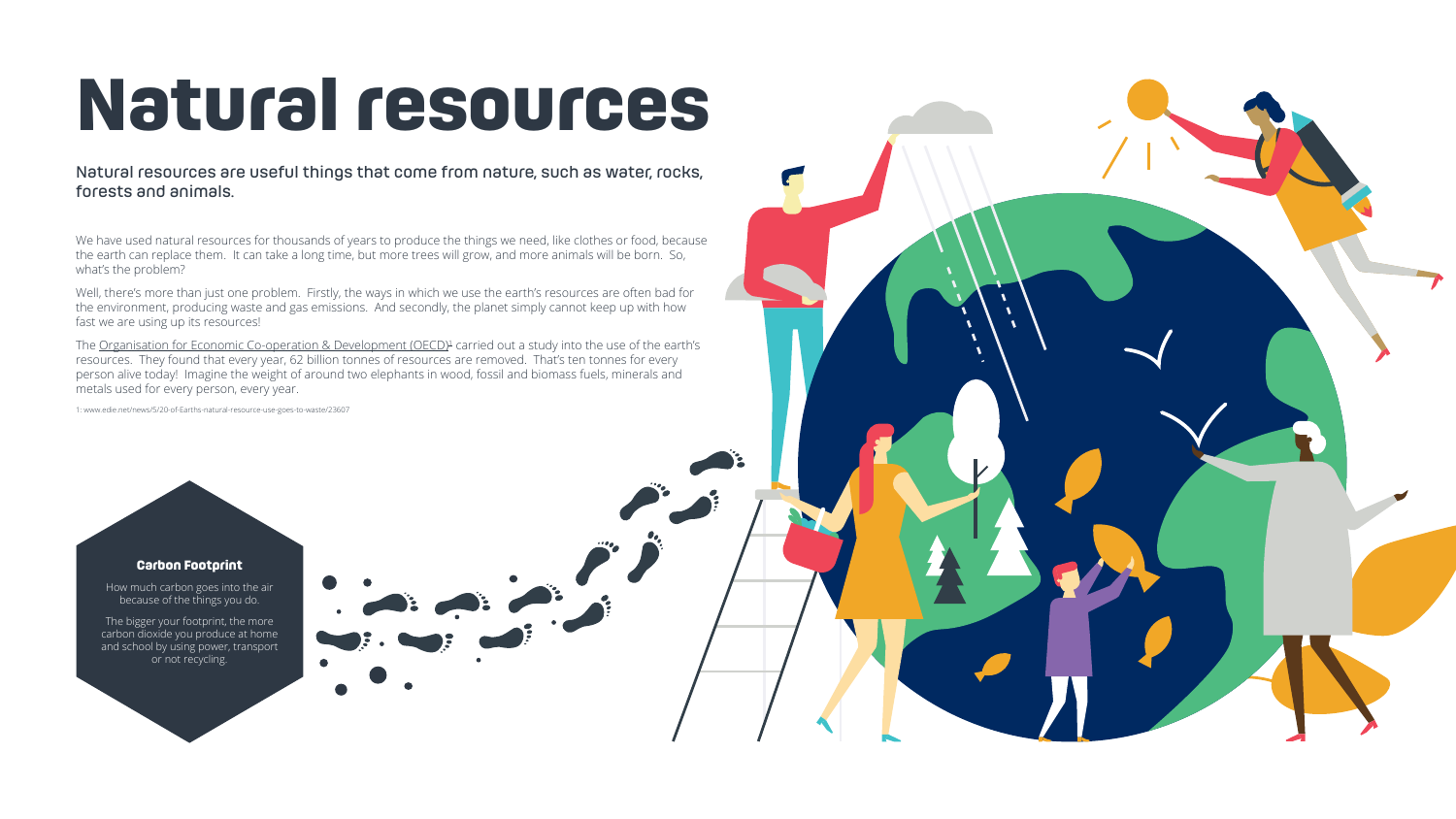# Natural resources

**Natural resources are useful things that come from nature, such as water, rocks, forests and animals.**

We have used natural resources for thousands of years to produce the things we need, like clothes or food, because the earth can replace them. It can take a long time, but more trees will grow, and more animals will be born. So, what's the problem?

Well, there's more than just one problem. Firstly, the ways in which we use the earth's resources are often bad for the environment, producing waste and gas emissions. And secondly, the planet simply cannot keep up with how fast we are using up its resources!

The Organisation for Economic Co-operation & Development (OECD)[1] carried out a study into the use of the earth's resources. They found that every year, 62 billion tonnes of resources are removed. That's ten tonnes for every person alive today! Imagine the weight of around two elephants in wood, fossil and biomass fuels, minerals and metals used for every person, every year.

1: www.edie.net/news/5/20-of-Earths-natural-resource-use-goes-to-waste/23607

### Carbon Footprint

How much carbon goes into the air because of the things you do.

The bigger your footprint, the more carbon dioxide you produce at home and school by using power, transport or not recycling.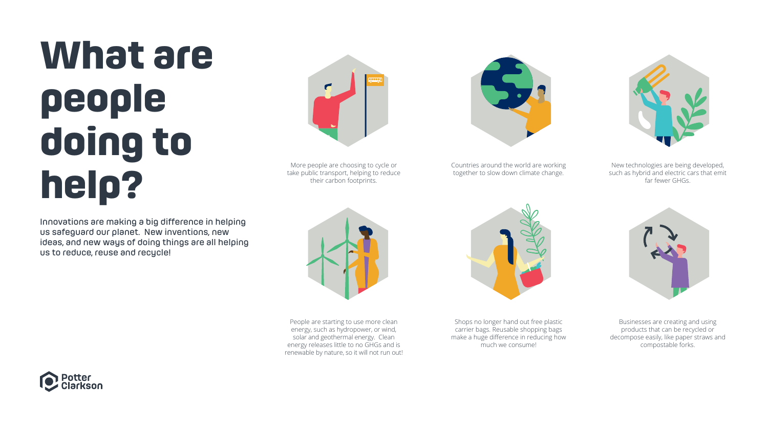# What are people doing to help?

**Innovations are making a big difference in helping us safeguard our planet. New inventions, new ideas, and new ways of doing things are all helping us to reduce, reuse and recycle!**

More people are choosing to cycle or take public transport, helping to reduce their carbon footprints.

Countries around the world are working together to slow down climate change.

New technologies are being developed, such as hybrid and electric cars that emit far fewer GHGs.

People are starting to use more clean energy, such as hydropower, or wind, solar and geothermal energy. Clean energy releases little to no GHGs and is renewable by nature, so it will not run out!

Shops no longer hand out free plastic carrier bags. Reusable shopping bags make a huge difference in reducing how much we consume!

Businesses are creating and using products that can be recycled or decompose easily, like paper straws and compostable forks.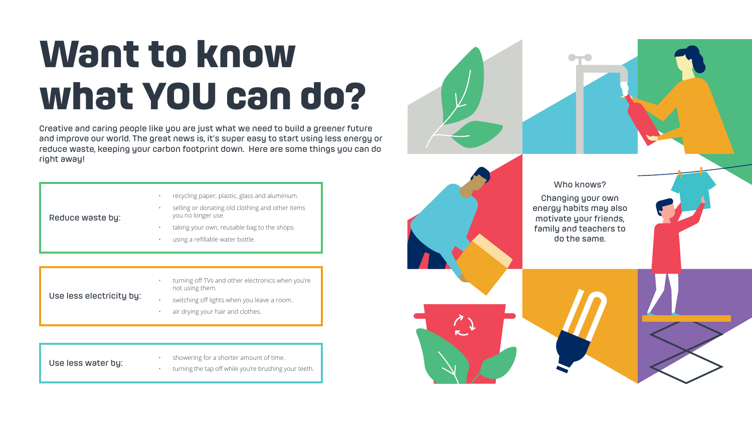# Want to know what YOU can do?

Creative and caring people like you are just what we need to build a greener future and improve our world. The great news is, it's super easy to start using less energy or reduce waste, keeping your carbon footprint down. Here are some things you can do right away!

**Reduce waste by:**

- recycling paper, plastic, glass and aluminium.
- selling or donating old clothing and other items you no longer use.
- taking your own, reusable bag to the shops.
- using a refillable water bottle.

**Use less electricity by:**

- turning off TVs and other electronics when you're not using them.
- switching off lights when you leave a room.
- air drying your hair and clothes.

**Use less water by:**

- showering for a shorter amount of time.
- turning the tap off while you're brushing your teeth.

Who knows?

Changing your own energy habits may also motivate your friends, family and teachers to do the same.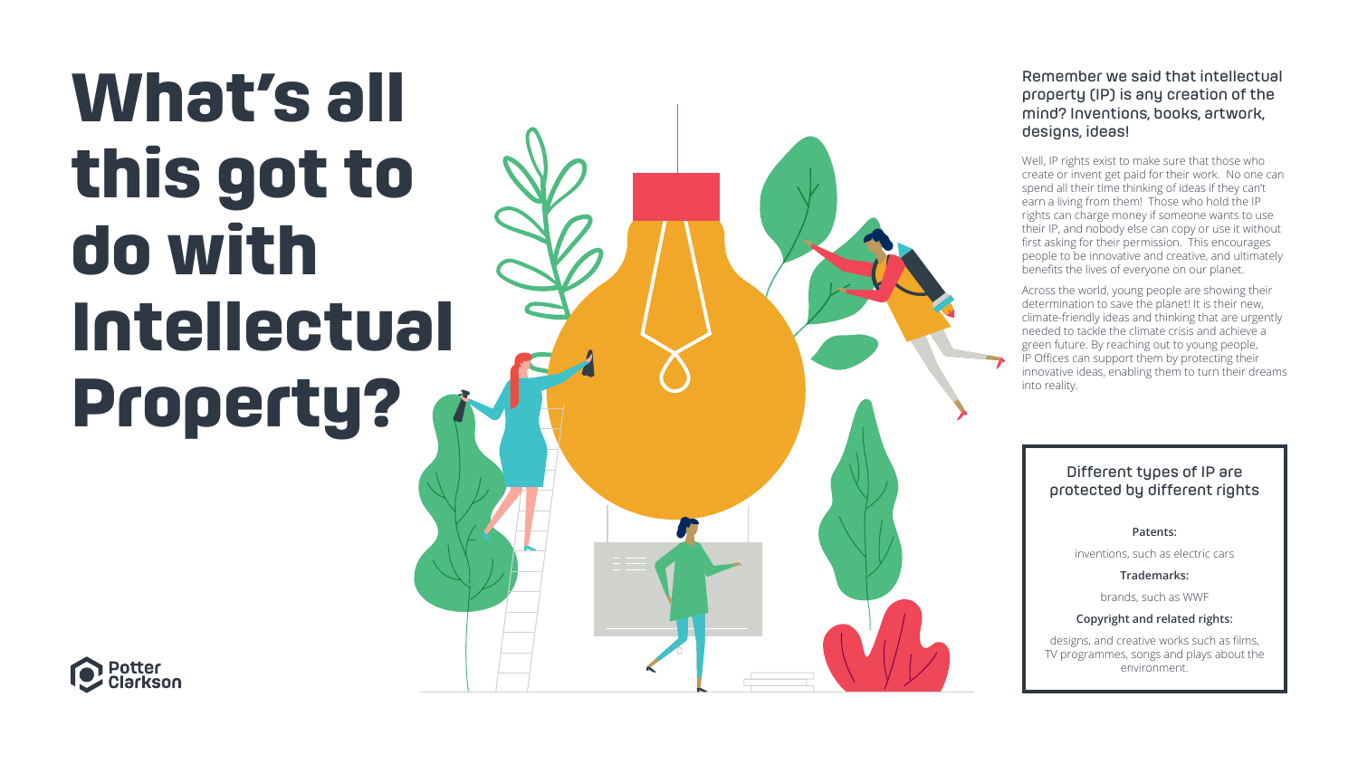# What's all this got to do with Intellectual Property?

**Remember we said that intellectual property (IP) is any creation of the mind? Inventions, books, artwork, designs, ideas!**

Well, IP rights exist to make sure that those who create or invent get paid for their work. No one can spend all their time thinking of ideas if they can't earn a living from them! Those who hold the IP rights can charge money if someone wants to use their IP, and nobody else can copy or use it without first asking for their permission. This encourages people to be innovative and creative, and ultimately benefits the lives of everyone on our planet.

Across the world, young people are showing their determination to save the planet! It is their new, climate-friendly ideas and thinking that are urgently needed to tackle the climate crisis and achieve a green future. By reaching out to young people, IP Offices can support them by protecting their innovative ideas, enabling them to turn their dreams into reality.

### Different types of IP are protected by different rights

**Patents:**

inventions, such as electric cars

**Trademarks:**

brands, such as WWF

**Copyright and related rights:**

designs, and creative works such as films, TV programmes, songs and plays about the environment.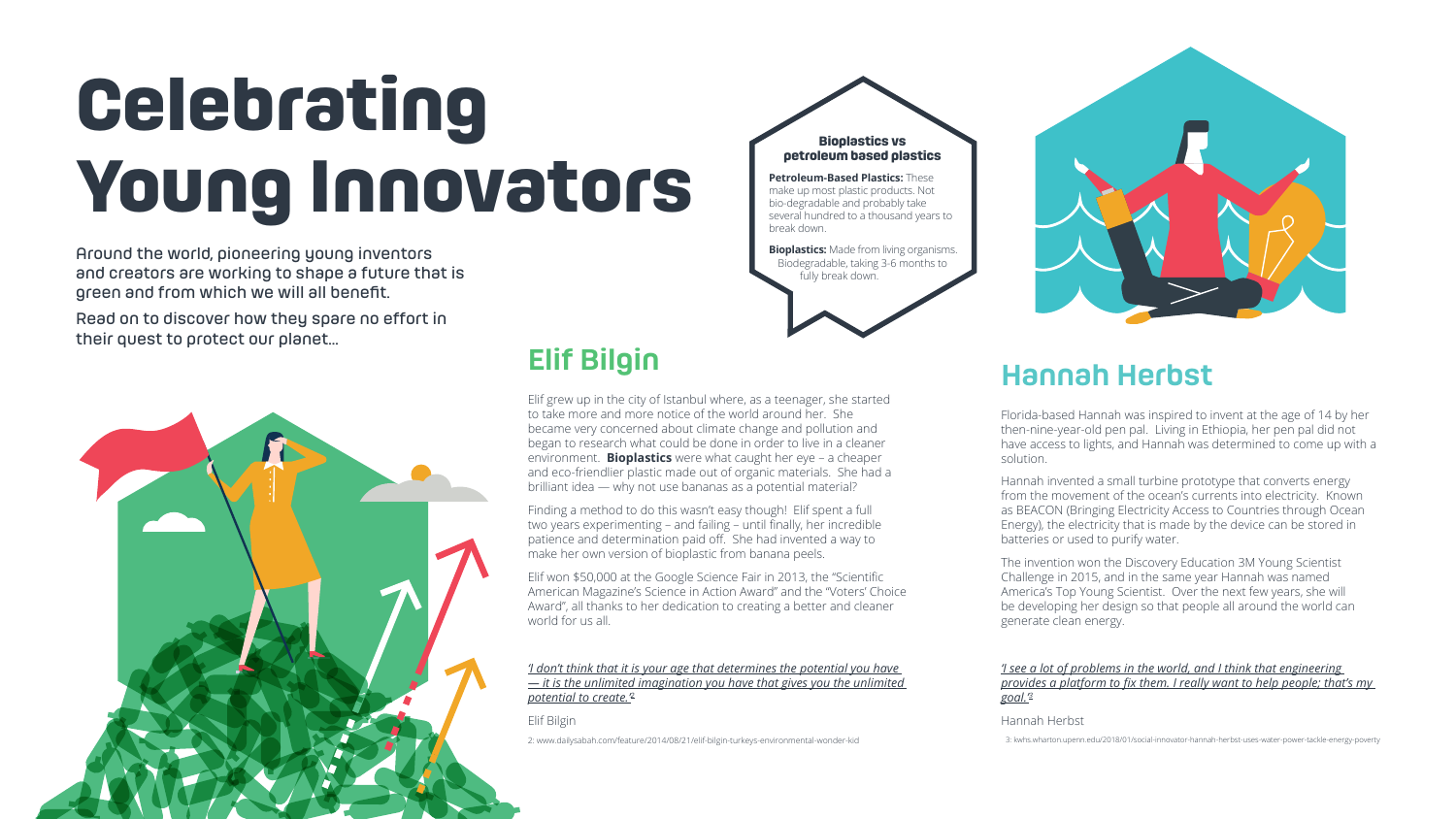# Celebrating Young Innovators

Around the world, pioneering young inventors and creators are working to shape a future that is green and from which we will all benefit.

Read on to discover how they spare no effort in their quest to protect our planet...

### Bioplastics vs petroleum based plastics

**Petroleum-Based Plastics:** These make up most plastic products. Not bio-degradable and probably take several hundred to a thousand years to break down.

**Bioplastics:** Made from living organisms. Biodegradable, taking 3-6 months to fully break down.

## Elif Bilgin

Elif grew up in the city of Istanbul where, as a teenager, she started to take more and more notice of the world around her. She became very concerned about climate change and pollution and began to research what could be done in order to live in a cleaner environment. **Bioplastics** were what caught her eye – a cheaper and eco-friendlier plastic made out of organic materials. She had a brilliant idea — why not use bananas as a potential material?

Finding a method to do this wasn't easy though! Elif spent a full two years experimenting – and failing – until finally, her incredible patience and determination paid off. She had invented a way to make her own version of bioplastic from banana peels.

Elif won $50,000 at the Google Science Fair in 2013, the "Scientific American Magazine's Science in Action Award" and the "Voters' Choice Award", all thanks to her dedication to creating a better and cleaner world for us all.

*'I don't think that it is your age that determines the potential you have — it is the unlimited imagination you have that gives you the unlimited potential to create.'*[2]

Elif Bilgin

2: www.dailysabah.com/feature/2014/08/21/elif-bilgin-turkeys-environmental-wonder-kid

## Hannah Herbst

Florida-based Hannah was inspired to invent at the age of 14 by her then-nine-year-old pen pal. Living in Ethiopia, her pen pal did not have access to lights, and Hannah was determined to come up with a solution.

Hannah invented a small turbine prototype that converts energy from the movement of the ocean's currents into electricity. Known as BEACON (Bringing Electricity Access to Countries through Ocean Energy), the electricity that is made by the device can be stored in batteries or used to purify water.

The invention won the Discovery Education 3M Young Scientist Challenge in 2015, and in the same year Hannah was named America's Top Young Scientist. Over the next few years, she will be developing her design so that people all around the world can generate clean energy.

*'I see a lot of problems in the world, and I think that engineering provides a platform to fix them. I really want to help people; that's my goal.'*[3]

Hannah Herbst

3: kwhs.wharton.upenn.edu/2018/01/social-innovator-hannah-herbst-uses-water-power-tackle-energy-poverty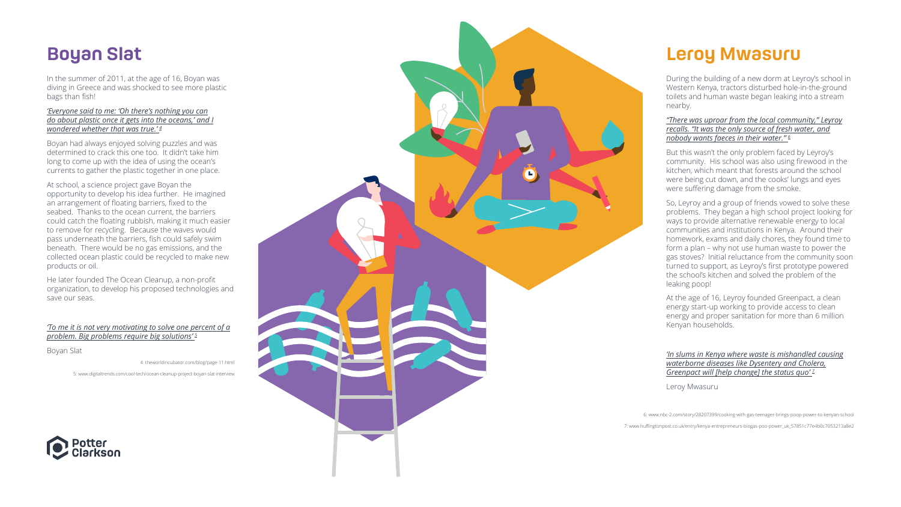## Boyan Slat

In the summer of 2011, at the age of 16, Boyan was diving in Greece and was shocked to see more plastic bags than fish!

*'Everyone said to me: 'Oh there's nothing you can do about plastic once it gets into the oceans,' and I wondered whether that was true.'* [4]

Boyan had always enjoyed solving puzzles and was determined to crack this one too. It didn't take him long to come up with the idea of using the ocean's currents to gather the plastic together in one place.

At school, a science project gave Boyan the opportunity to develop his idea further. He imagined an arrangement of floating barriers, fixed to the seabed. Thanks to the ocean current, the barriers could catch the floating rubbish, making it much easier to remove for recycling. Because the waves would pass underneath the barriers, fish could safely swim beneath. There would be no gas emissions, and the collected ocean plastic could be recycled to make new products or oil.

He later founded The Ocean Cleanup, a non-profit organization, to develop his proposed technologies and save our seas.

*'To me it is not very motivating to solve one percent of a problem. Big problems require big solutions'* [5]

Boyan Slat

4: theworldincubator.com/blog/page-11.html

5: www.digitaltrends.com/cool-tech/ocean-cleanup-project-boyan-slat-interview

## Leroy Mwasuru

During the building of a new dorm at Leyroy's school in Western Kenya, tractors disturbed hole-in-the-ground toilets and human waste began leaking into a stream nearby.

*"There was uproar from the local community," Leyroy recalls. "It was the only source of fresh water, and nobody wants faeces in their water."* [6]

But this wasn't the only problem faced by Leyroy's community. His school was also using firewood in the kitchen, which meant that forests around the school were being cut down, and the cooks' lungs and eyes were suffering damage from the smoke.

So, Leyroy and a group of friends vowed to solve these problems. They began a high school project looking for ways to provide alternative renewable energy to local communities and institutions in Kenya. Around their homework, exams and daily chores, they found time to form a plan – why not use human waste to power the gas stoves? Initial reluctance from the community soon turned to support, as Leyroy's first prototype powered the school's kitchen and solved the problem of the leaking poop!

At the age of 16, Leyroy founded Greenpact, a clean energy start-up working to provide access to clean energy and proper sanitation for more than 6 million Kenyan households.

*'In slums in Kenya where waste is mishandled causing waterborne diseases like Dysentery and Cholera, Greenpact will [help change] the status quo'* [7]

Leroy Mwasuru

6: www.nbc-2.com/story/28207399/cooking-with-gas-teenager-brings-poop-power-to-kenyan-school

7: www.huffingtonpost.co.uk/entry/kenya-entrepreneurs-biogas-poo-power_uk_57851c77e4b0c7053213a8e2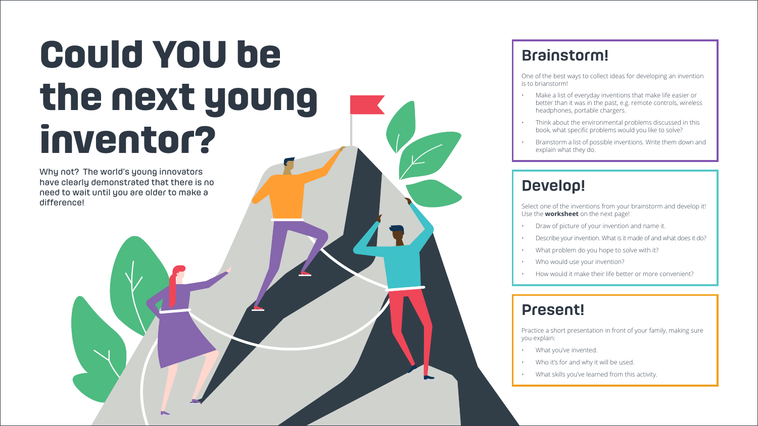# Could YOU be the next young inventor?

**Why not? The world's young innovators have clearly demonstrated that there is no need to wait until you are older to make a difference!**

## Brainstorm!

One of the best ways to collect ideas for developing an invention is to brainstorm!

- Make a list of everyday inventions that make life easier or better than it was in the past, e.g. remote controls, wireless headphones, portable chargers.
- Think about the environmental problems discussed in this book, what specific problems would you like to solve?
- Brainstorm a list of possible inventions. Write them down and explain what they do.

## Develop!

Select one of the inventions from your brainstorm and develop it! Use the **worksheet** on the next page!

- Draw of picture of your invention and name it.
- Describe your invention. What is it made of and what does it do?
- What problem do you hope to solve with it?
- Who would use your invention?
- How would it make their life better or more convenient?

## Present!

Practice a short presentation in front of your family, making sure you explain:

- What you've invented.
- Who it's for and why it will be used.
- What skills you've learned from this activity.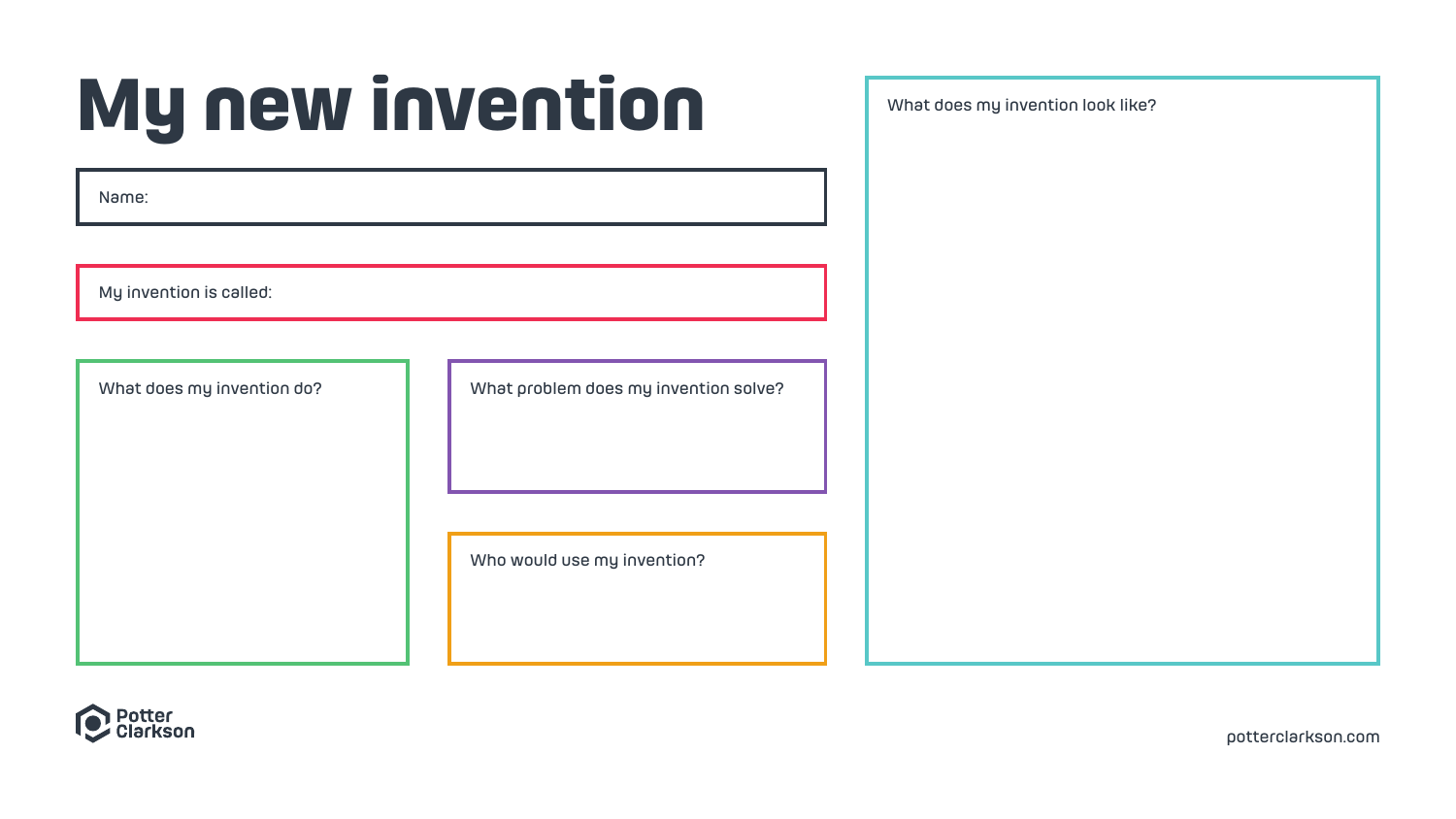# My new invention

Name:

My invention is called:

What does my invention do?

What problem does my invention solve?

Who would use my invention?

What does my invention look like?

Potter Clarkson

potterclarkson.com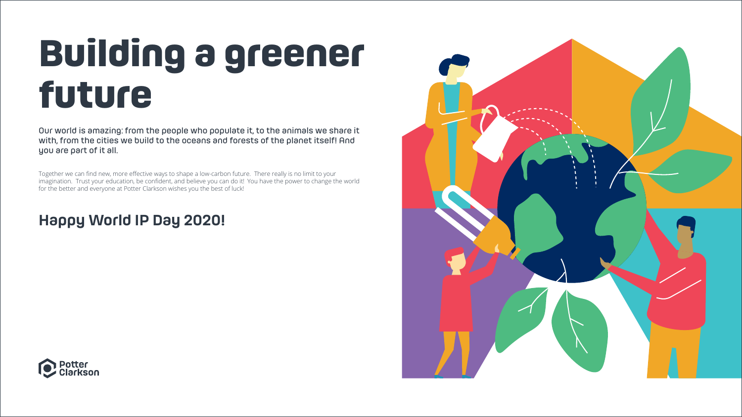# Building a greener future

**Our world is amazing: from the people who populate it, to the animals we share it with, from the cities we build to the oceans and forests of the planet itself! And you are part of it all.**

Together we can find new, more effective ways to shape a low-carbon future. There really is no limit to your imagination. Trust your education, be confident, and believe you can do it! You have the power to change the world for the better and everyone at Potter Clarkson wishes you the best of luck!

## Happy World IP Day 2020!

Potter Clarkson